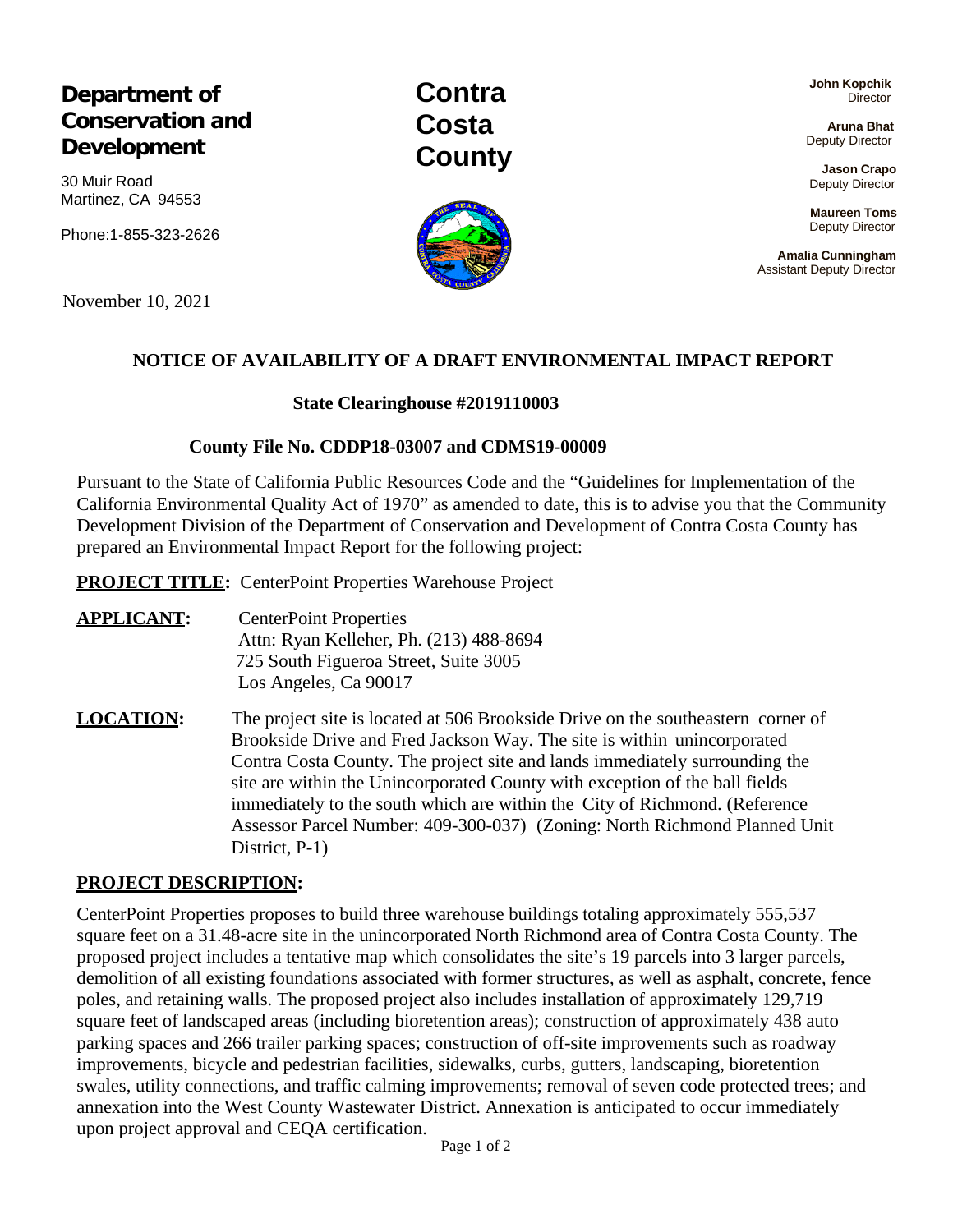**Department of Conservation and Development**

30 Muir Road
Martinez, CA 94553

Phone:1-855-323-2626

**Contra Costa County**

**John Kopchik**
Director

**Aruna Bhat**
Deputy Director

**Jason Crapo**
Deputy Director

**Maureen Toms**
Deputy Director

**Amalia Cunningham**
Assistant Deputy Director

November 10, 2021

## NOTICE OF AVAILABILITY OF A DRAFT ENVIRONMENTAL IMPACT REPORT

### State Clearinghouse #2019110003

### County File No. CDDP18-03007 and CDMS19-00009

Pursuant to the State of California Public Resources Code and the "Guidelines for Implementation of the California Environmental Quality Act of 1970" as amended to date, this is to advise you that the Community Development Division of the Department of Conservation and Development of Contra Costa County has prepared an Environmental Impact Report for the following project:

**PROJECT TITLE:** CenterPoint Properties Warehouse Project

**APPLICANT:** CenterPoint Properties
Attn: Ryan Kelleher, Ph. (213) 488-8694
725 South Figueroa Street, Suite 3005
Los Angeles, Ca 90017

**LOCATION:** The project site is located at 506 Brookside Drive on the southeastern corner of Brookside Drive and Fred Jackson Way. The site is within unincorporated Contra Costa County. The project site and lands immediately surrounding the site are within the Unincorporated County with exception of the ball fields immediately to the south which are within the City of Richmond. (Reference Assessor Parcel Number: 409-300-037) (Zoning: North Richmond Planned Unit District, P-1)

**PROJECT DESCRIPTION:**

CenterPoint Properties proposes to build three warehouse buildings totaling approximately 555,537 square feet on a 31.48-acre site in the unincorporated North Richmond area of Contra Costa County. The proposed project includes a tentative map which consolidates the site's 19 parcels into 3 larger parcels, demolition of all existing foundations associated with former structures, as well as asphalt, concrete, fence poles, and retaining walls. The proposed project also includes installation of approximately 129,719 square feet of landscaped areas (including bioretention areas); construction of approximately 438 auto parking spaces and 266 trailer parking spaces; construction of off-site improvements such as roadway improvements, bicycle and pedestrian facilities, sidewalks, curbs, gutters, landscaping, bioretention swales, utility connections, and traffic calming improvements; removal of seven code protected trees; and annexation into the West County Wastewater District. Annexation is anticipated to occur immediately upon project approval and CEQA certification.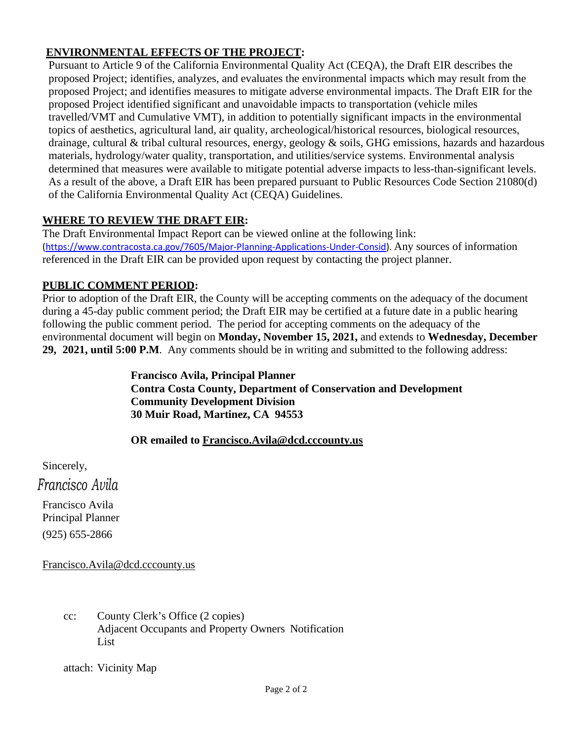**ENVIRONMENTAL EFFECTS OF THE PROJECT:**

Pursuant to Article 9 of the California Environmental Quality Act (CEQA), the Draft EIR describes the proposed Project; identifies, analyzes, and evaluates the environmental impacts which may result from the proposed Project; and identifies measures to mitigate adverse environmental impacts. The Draft EIR for the proposed Project identified significant and unavoidable impacts to transportation (vehicle miles travelled/VMT and Cumulative VMT), in addition to potentially significant impacts in the environmental topics of aesthetics, agricultural land, air quality, archeological/historical resources, biological resources, drainage, cultural & tribal cultural resources, energy, geology & soils, GHG emissions, hazards and hazardous materials, hydrology/water quality, transportation, and utilities/service systems. Environmental analysis determined that measures were available to mitigate potential adverse impacts to less-than-significant levels. As a result of the above, a Draft EIR has been prepared pursuant to Public Resources Code Section 21080(d) of the California Environmental Quality Act (CEQA) Guidelines.

**WHERE TO REVIEW THE DRAFT EIR:**

The Draft Environmental Impact Report can be viewed online at the following link: (https://www.contracosta.ca.gov/7605/Major-Planning-Applications-Under-Consid). Any sources of information referenced in the Draft EIR can be provided upon request by contacting the project planner.

**PUBLIC COMMENT PERIOD:**

Prior to adoption of the Draft EIR, the County will be accepting comments on the adequacy of the document during a 45-day public comment period; the Draft EIR may be certified at a future date in a public hearing following the public comment period. The period for accepting comments on the adequacy of the environmental document will begin on **Monday, November 15, 2021,** and extends to **Wednesday, December 29, 2021, until 5:00 P.M**. Any comments should be in writing and submitted to the following address:

**Francisco Avila, Principal Planner**
**Contra Costa County, Department of Conservation and Development**
**Community Development Division**
**30 Muir Road, Martinez, CA 94553**

**OR emailed to Francisco.Avila@dcd.cccounty.us**

Sincerely,

*Francisco Avila*

Francisco Avila
Principal Planner
(925) 655-2866

Francisco.Avila@dcd.cccounty.us

cc: County Clerk's Office (2 copies)
Adjacent Occupants and Property Owners Notification List

attach: Vicinity Map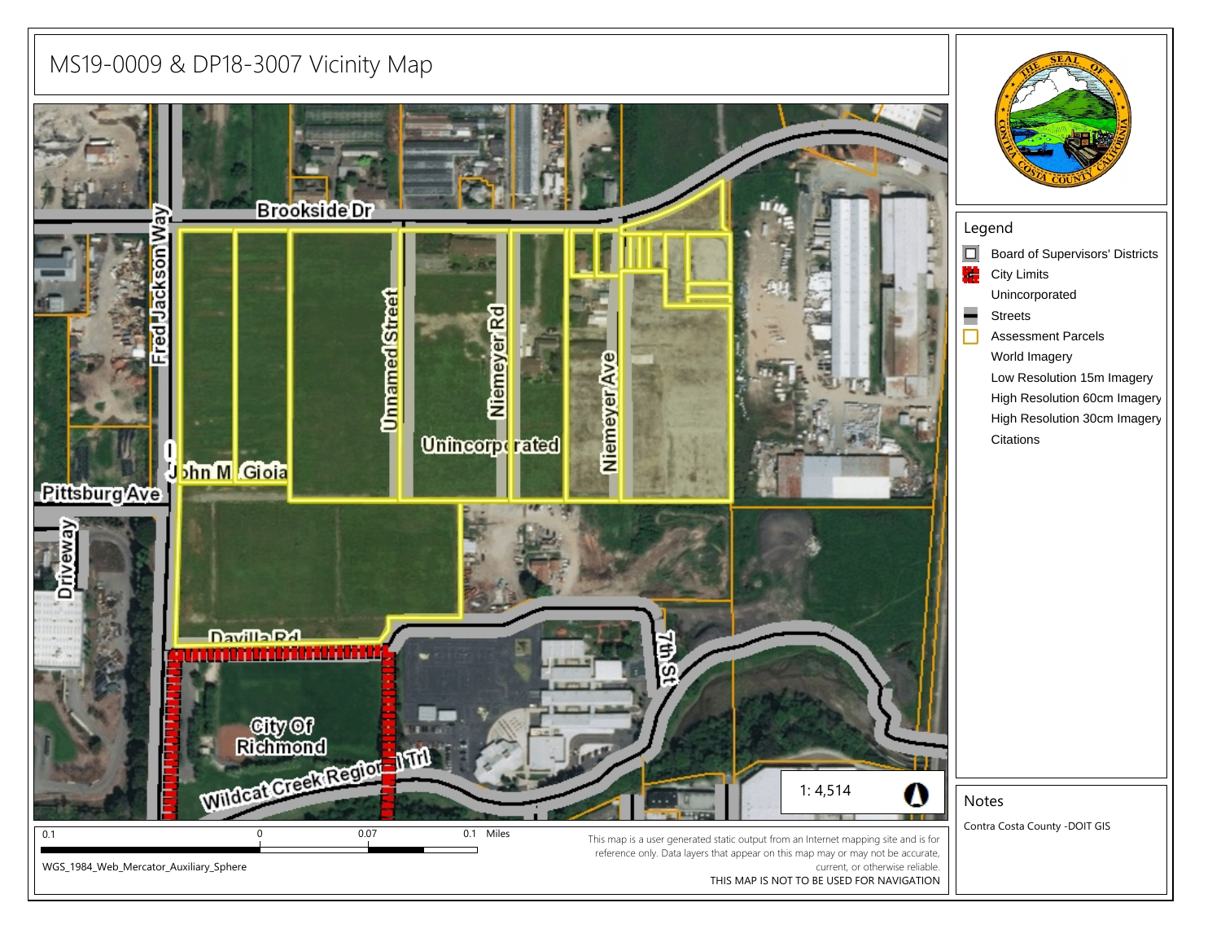# MS19-0009 & DP18-3007 Vicinity Map

Brookside Dr

Fred Jackson Way

Unnamed Street

Niemeyer Rd

Niemeyer Ave

Unincorporated

John M Gioia

Pittsburg Ave

Driveway

Davilla Rd

7th St

City Of Richmond

Wildcat Creek Regional Trl

1: 4,514

## Legend

- Board of Supervisors' Districts
- City Limits
- Unincorporated
- Streets
- Assessment Parcels
- World Imagery
- Low Resolution 15m Imagery
- High Resolution 60cm Imagery
- High Resolution 30cm Imagery
- Citations

0.1 0 0.07 0.1 Miles

WGS_1984_Web_Mercator_Auxiliary_Sphere

This map is a user generated static output from an Internet mapping site and is for reference only. Data layers that appear on this map may or may not be accurate, current, or otherwise reliable.

THIS MAP IS NOT TO BE USED FOR NAVIGATION

## Notes

Contra Costa County -DOIT GIS